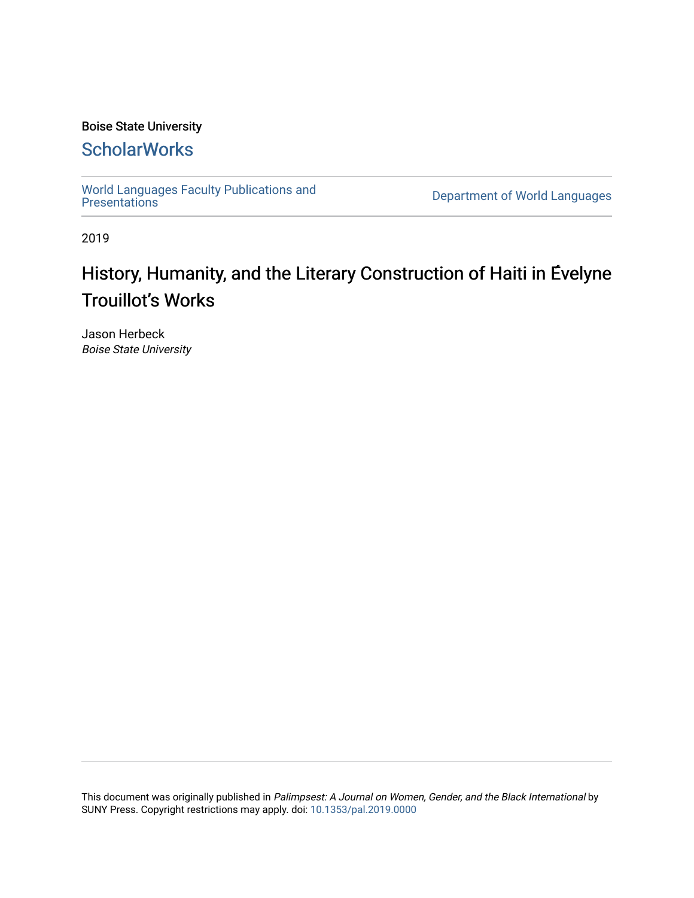Boise State University

# ScholarWorks

World Languages Faculty Publications and Presentations

Department of World Languages

2019

## History, Humanity, and the Literary Construction of Haiti in Évelyne Trouillot's Works

Jason Herbeck
*Boise State University*

This document was originally published in *Palimpsest: A Journal on Women, Gender, and the Black International* by SUNY Press. Copyright restrictions may apply. doi: 10.1353/pal.2019.0000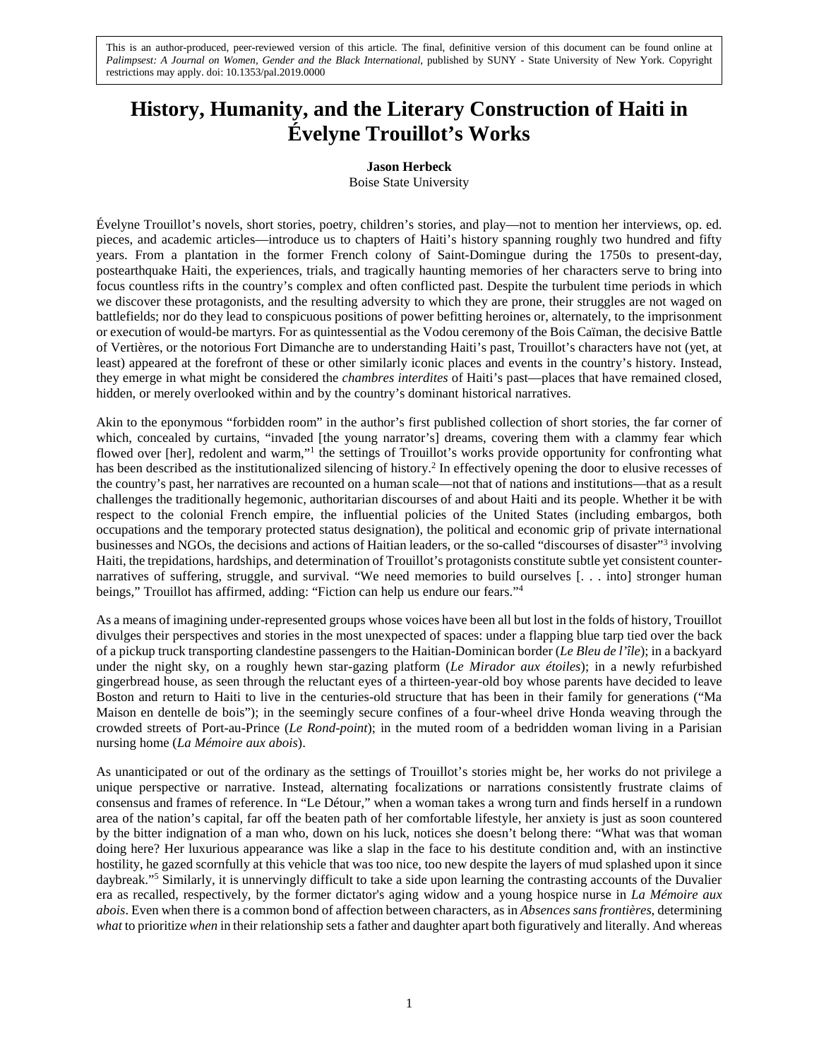This is an author-produced, peer-reviewed version of this article. The final, definitive version of this document can be found online at *Palimpsest: A Journal on Women, Gender and the Black International*, published by SUNY - State University of New York. Copyright restrictions may apply. doi: 10.1353/pal.2019.0000

# History, Humanity, and the Literary Construction of Haiti in Évelyne Trouillot's Works

**Jason Herbeck**
Boise State University

Évelyne Trouillot's novels, short stories, poetry, children's stories, and play—not to mention her interviews, op. ed. pieces, and academic articles—introduce us to chapters of Haiti's history spanning roughly two hundred and fifty years. From a plantation in the former French colony of Saint-Domingue during the 1750s to present-day, postearthquake Haiti, the experiences, trials, and tragically haunting memories of her characters serve to bring into focus countless rifts in the country's complex and often conflicted past. Despite the turbulent time periods in which we discover these protagonists, and the resulting adversity to which they are prone, their struggles are not waged on battlefields; nor do they lead to conspicuous positions of power befitting heroines or, alternately, to the imprisonment or execution of would-be martyrs. For as quintessential as the Vodou ceremony of the Bois Caïman, the decisive Battle of Vertières, or the notorious Fort Dimanche are to understanding Haiti's past, Trouillot's characters have not (yet, at least) appeared at the forefront of these or other similarly iconic places and events in the country's history. Instead, they emerge in what might be considered the *chambres interdites* of Haiti's past—places that have remained closed, hidden, or merely overlooked within and by the country's dominant historical narratives.

Akin to the eponymous "forbidden room" in the author's first published collection of short stories, the far corner of which, concealed by curtains, "invaded [the young narrator's] dreams, covering them with a clammy fear which flowed over [her], redolent and warm,"[1] the settings of Trouillot's works provide opportunity for confronting what has been described as the institutionalized silencing of history.[2] In effectively opening the door to elusive recesses of the country's past, her narratives are recounted on a human scale—not that of nations and institutions—that as a result challenges the traditionally hegemonic, authoritarian discourses of and about Haiti and its people. Whether it be with respect to the colonial French empire, the influential policies of the United States (including embargos, both occupations and the temporary protected status designation), the political and economic grip of private international businesses and NGOs, the decisions and actions of Haitian leaders, or the so-called "discourses of disaster"[3] involving Haiti, the trepidations, hardships, and determination of Trouillot's protagonists constitute subtle yet consistent counter-narratives of suffering, struggle, and survival. "We need memories to build ourselves [. . . into] stronger human beings," Trouillot has affirmed, adding: "Fiction can help us endure our fears."[4]

As a means of imagining under-represented groups whose voices have been all but lost in the folds of history, Trouillot divulges their perspectives and stories in the most unexpected of spaces: under a flapping blue tarp tied over the back of a pickup truck transporting clandestine passengers to the Haitian-Dominican border (*Le Bleu de l'île*); in a backyard under the night sky, on a roughly hewn star-gazing platform (*Le Mirador aux étoiles*); in a newly refurbished gingerbread house, as seen through the reluctant eyes of a thirteen-year-old boy whose parents have decided to leave Boston and return to Haiti to live in the centuries-old structure that has been in their family for generations ("Ma Maison en dentelle de bois"); in the seemingly secure confines of a four-wheel drive Honda weaving through the crowded streets of Port-au-Prince (*Le Rond-point*); in the muted room of a bedridden woman living in a Parisian nursing home (*La Mémoire aux abois*).

As unanticipated or out of the ordinary as the settings of Trouillot's stories might be, her works do not privilege a unique perspective or narrative. Instead, alternating focalizations or narrations consistently frustrate claims of consensus and frames of reference. In "Le Détour," when a woman takes a wrong turn and finds herself in a rundown area of the nation's capital, far off the beaten path of her comfortable lifestyle, her anxiety is just as soon countered by the bitter indignation of a man who, down on his luck, notices she doesn't belong there: "What was that woman doing here? Her luxurious appearance was like a slap in the face to his destitute condition and, with an instinctive hostility, he gazed scornfully at this vehicle that was too nice, too new despite the layers of mud splashed upon it since daybreak."[5] Similarly, it is unnervingly difficult to take a side upon learning the contrasting accounts of the Duvalier era as recalled, respectively, by the former dictator's aging widow and a young hospice nurse in *La Mémoire aux abois*. Even when there is a common bond of affection between characters, as in *Absences sans frontières*, determining *what* to prioritize *when* in their relationship sets a father and daughter apart both figuratively and literally. And whereas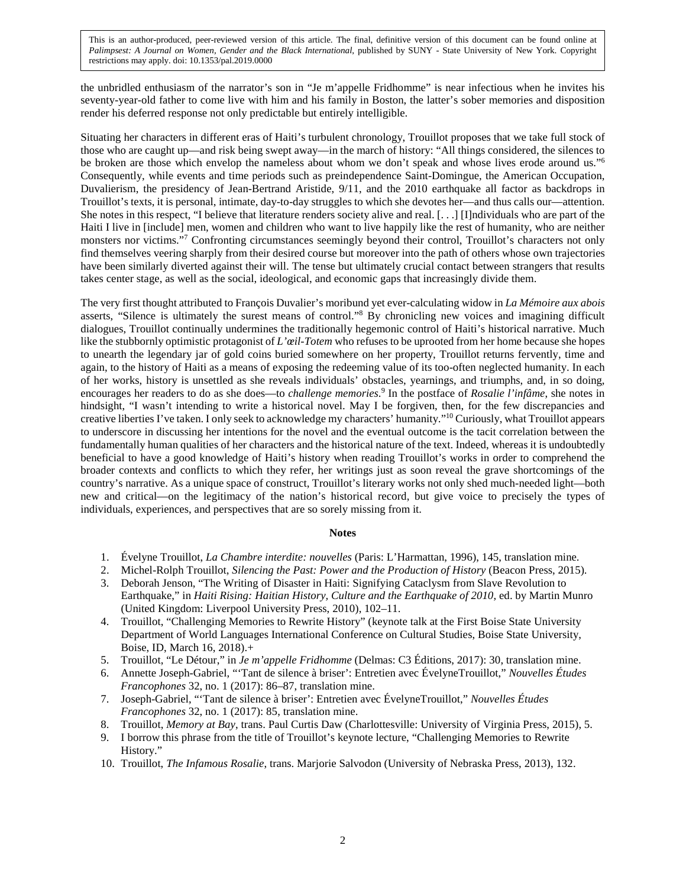the unbridled enthusiasm of the narrator's son in "Je m'appelle Fridhomme" is near infectious when he invites his seventy-year-old father to come live with him and his family in Boston, the latter's sober memories and disposition render his deferred response not only predictable but entirely intelligible.

Situating her characters in different eras of Haiti's turbulent chronology, Trouillot proposes that we take full stock of those who are caught up—and risk being swept away—in the march of history: "All things considered, the silences to be broken are those which envelop the nameless about whom we don't speak and whose lives erode around us."[6] Consequently, while events and time periods such as preindependence Saint-Domingue, the American Occupation, Duvalierism, the presidency of Jean-Bertrand Aristide, 9/11, and the 2010 earthquake all factor as backdrops in Trouillot's texts, it is personal, intimate, day-to-day struggles to which she devotes her—and thus calls our—attention. She notes in this respect, "I believe that literature renders society alive and real. [. . .] [I]ndividuals who are part of the Haiti I live in [include] men, women and children who want to live happily like the rest of humanity, who are neither monsters nor victims."[7] Confronting circumstances seemingly beyond their control, Trouillot's characters not only find themselves veering sharply from their desired course but moreover into the path of others whose own trajectories have been similarly diverted against their will. The tense but ultimately crucial contact between strangers that results takes center stage, as well as the social, ideological, and economic gaps that increasingly divide them.

The very first thought attributed to François Duvalier's moribund yet ever-calculating widow in *La Mémoire aux abois* asserts, "Silence is ultimately the surest means of control."[8] By chronicling new voices and imagining difficult dialogues, Trouillot continually undermines the traditionally hegemonic control of Haiti's historical narrative. Much like the stubbornly optimistic protagonist of *L'œil-Totem* who refuses to be uprooted from her home because she hopes to unearth the legendary jar of gold coins buried somewhere on her property, Trouillot returns fervently, time and again, to the history of Haiti as a means of exposing the redeeming value of its too-often neglected humanity. In each of her works, history is unsettled as she reveals individuals' obstacles, yearnings, and triumphs, and, in so doing, encourages her readers to do as she does—to *challenge memories*.[9] In the postface of *Rosalie l'infâme*, she notes in hindsight, "I wasn't intending to write a historical novel. May I be forgiven, then, for the few discrepancies and creative liberties I've taken. I only seek to acknowledge my characters' humanity."[10] Curiously, what Trouillot appears to underscore in discussing her intentions for the novel and the eventual outcome is the tacit correlation between the fundamentally human qualities of her characters and the historical nature of the text. Indeed, whereas it is undoubtedly beneficial to have a good knowledge of Haiti's history when reading Trouillot's works in order to comprehend the broader contexts and conflicts to which they refer, her writings just as soon reveal the grave shortcomings of the country's narrative. As a unique space of construct, Trouillot's literary works not only shed much-needed light—both new and critical—on the legitimacy of the nation's historical record, but give voice to precisely the types of individuals, experiences, and perspectives that are so sorely missing from it.

**Notes**

1. Évelyne Trouillot, *La Chambre interdite: nouvelles* (Paris: L'Harmattan, 1996), 145, translation mine.
2. Michel-Rolph Trouillot, *Silencing the Past: Power and the Production of History* (Beacon Press, 2015).
3. Deborah Jenson, "The Writing of Disaster in Haiti: Signifying Cataclysm from Slave Revolution to Earthquake," in *Haiti Rising: Haitian History, Culture and the Earthquake of 2010*, ed. by Martin Munro (United Kingdom: Liverpool University Press, 2010), 102–11.
4. Trouillot, "Challenging Memories to Rewrite History" (keynote talk at the First Boise State University Department of World Languages International Conference on Cultural Studies, Boise State University, Boise, ID, March 16, 2018).+
5. Trouillot, "Le Détour," in *Je m'appelle Fridhomme* (Delmas: C3 Éditions, 2017): 30, translation mine.
6. Annette Joseph-Gabriel, "'Tant de silence à briser': Entretien avec ÉvelyneTrouillot," *Nouvelles Études Francophones* 32, no. 1 (2017): 86–87, translation mine.
7. Joseph-Gabriel, "'Tant de silence à briser': Entretien avec ÉvelyneTrouillot," *Nouvelles Études Francophones* 32, no. 1 (2017): 85, translation mine.
8. Trouillot, *Memory at Bay*, trans. Paul Curtis Daw (Charlottesville: University of Virginia Press, 2015), 5.
9. I borrow this phrase from the title of Trouillot's keynote lecture, "Challenging Memories to Rewrite History."
10. Trouillot, *The Infamous Rosalie*, trans. Marjorie Salvodon (University of Nebraska Press, 2013), 132.